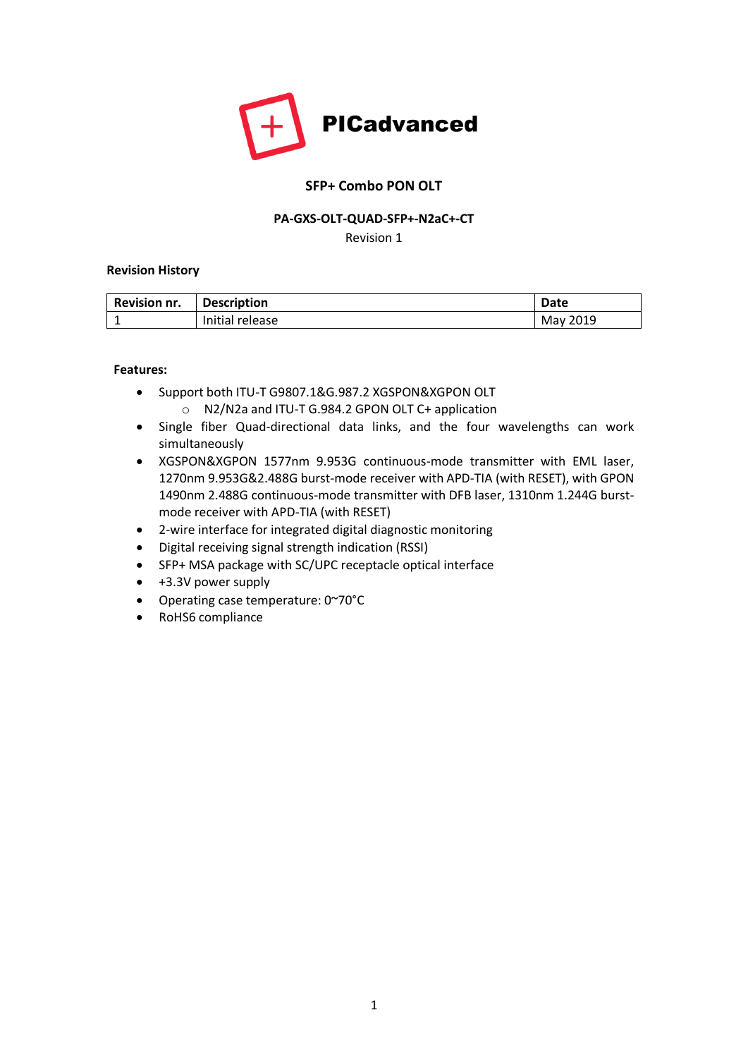# PICadvanced

## SFP+ Combo PON OLT

**PA-GXS-OLT-QUAD-SFP+-N2aC+-CT**

Revision 1

**Revision History**

| Revision nr. | Description | Date |
|---|---|---|
| 1 | Initial release | May 2019 |

**Features:**

- Support both ITU-T G9807.1&G.987.2 XGSPON&XGPON OLT
  - N2/N2a and ITU-T G.984.2 GPON OLT C+ application
- Single fiber Quad-directional data links, and the four wavelengths can work simultaneously
- XGSPON&XGPON 1577nm 9.953G continuous-mode transmitter with EML laser, 1270nm 9.953G&2.488G burst-mode receiver with APD-TIA (with RESET), with GPON 1490nm 2.488G continuous-mode transmitter with DFB laser, 1310nm 1.244G burst-mode receiver with APD-TIA (with RESET)
- 2-wire interface for integrated digital diagnostic monitoring
- Digital receiving signal strength indication (RSSI)
- SFP+ MSA package with SC/UPC receptacle optical interface
- +3.3V power supply
- Operating case temperature: 0~70°C
- RoHS6 compliance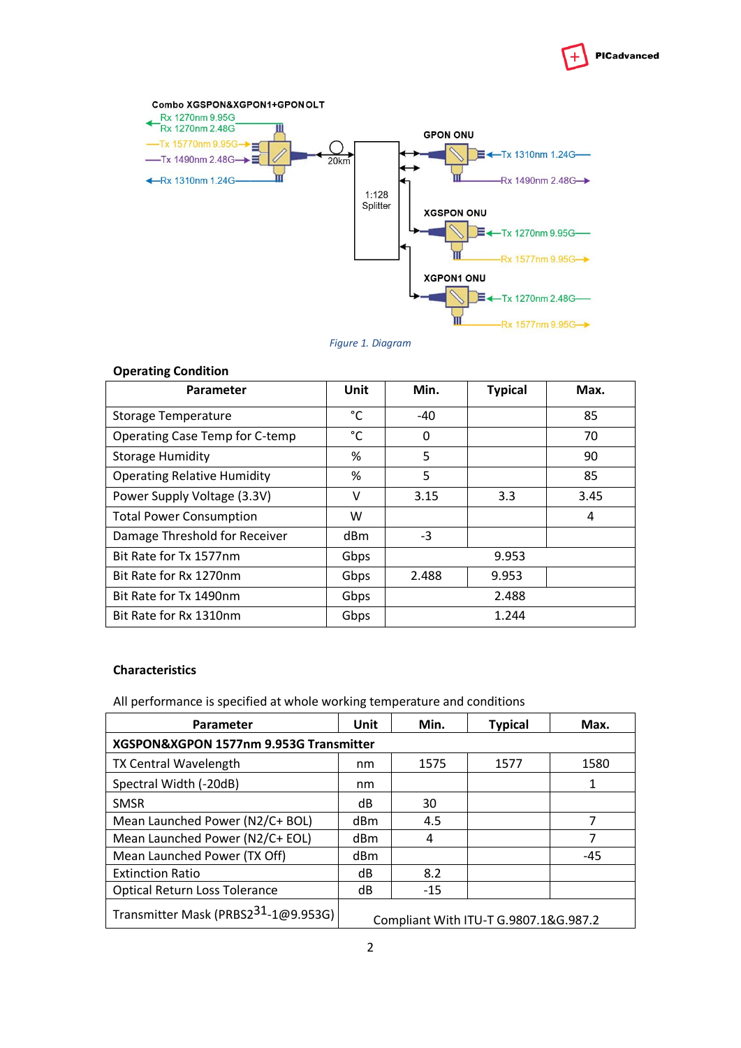Combo XGSPON&XGPON1+GPON OLT

Rx 1270nm 9.95G
Rx 1270nm 2.48G
Tx 15770nm 9.95G
Tx 1490nm 2.48G
Rx 1310nm 1.24G

20km

1:128 Splitter

GPON ONU
Tx 1310nm 1.24G
Rx 1490nm 2.48G

XGSPON ONU
Tx 1270nm 9.95G
Rx 1577nm 9.95G

XGPON1 ONU
Tx 1270nm 2.48G
Rx 1577nm 9.95G

*Figure 1. Diagram*

**Operating Condition**

| Parameter | Unit | Min. | Typical | Max. |
|---|---|---|---|---|
| Storage Temperature | °C | -40 | | 85 |
| Operating Case Temp for C-temp | °C | 0 | | 70 |
| Storage Humidity | % | 5 | | 90 |
| Operating Relative Humidity | % | 5 | | 85 |
| Power Supply Voltage (3.3V) | V | 3.15 | 3.3 | 3.45 |
| Total Power Consumption | W | | | 4 |
| Damage Threshold for Receiver | dBm | -3 | | |
| Bit Rate for Tx 1577nm | Gbps | 9.953 | | |
| Bit Rate for Rx 1270nm | Gbps | 2.488 | 9.953 | |
| Bit Rate for Tx 1490nm | Gbps | 2.488 | | |
| Bit Rate for Rx 1310nm | Gbps | 1.244 | | |

**Characteristics**

All performance is specified at whole working temperature and conditions

| Parameter | Unit | Min. | Typical | Max. |
|---|---|---|---|---|
| **XGSPON&XGPON 1577nm 9.953G Transmitter** | | | | |
| TX Central Wavelength | nm | 1575 | 1577 | 1580 |
| Spectral Width (-20dB) | nm | | | 1 |
| SMSR | dB | 30 | | |
| Mean Launched Power (N2/C+ BOL) | dBm | 4.5 | | 7 |
| Mean Launched Power (N2/C+ EOL) | dBm | 4 | | 7 |
| Mean Launched Power (TX Off) | dBm | | | -45 |
| Extinction Ratio | dB | 8.2 | | |
| Optical Return Loss Tolerance | dB | -15 | | |
| Transmitter Mask (PRBS$2^{31}$-1@9.953G) | Compliant With ITU-T G.9807.1&G.987.2 | | | |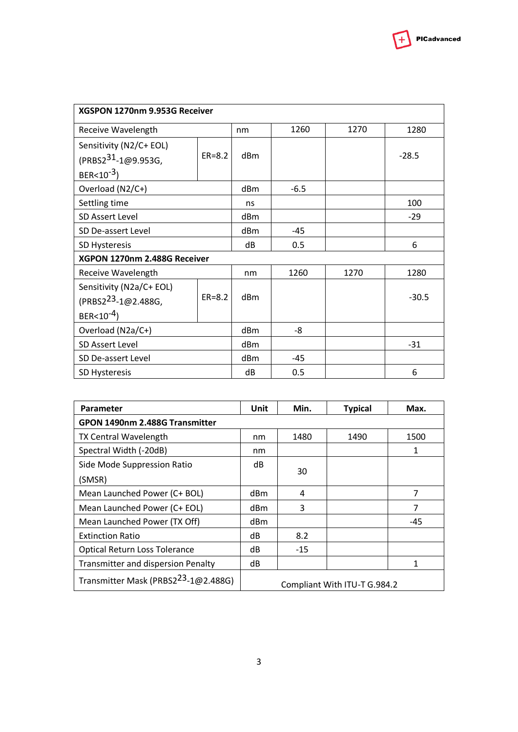| XGSPON 1270nm 9.953G Receiver | | | | | |
|---|---|---|---|---|---|
| Receive Wavelength | | nm | 1260 | 1270 | 1280 |
| Sensitivity (N2/C+ EOL) (PRBS$2^{31}$-1@9.953G, BER<$10^{-3}$) | ER=8.2 | dBm | | | -28.5 |
| Overload (N2/C+) | | dBm | -6.5 | | |
| Settling time | | ns | | | 100 |
| SD Assert Level | | dBm | | | -29 |
| SD De-assert Level | | dBm | -45 | | |
| SD Hysteresis | | dB | 0.5 | | 6 |
| **XGPON 1270nm 2.488G Receiver** | | | | | |
| Receive Wavelength | | nm | 1260 | 1270 | 1280 |
| Sensitivity (N2a/C+ EOL) (PRBS$2^{23}$-1@2.488G, BER<$10^{-4}$) | ER=8.2 | dBm | | | -30.5 |
| Overload (N2a/C+) | | dBm | -8 | | |
| SD Assert Level | | dBm | | | -31 |
| SD De-assert Level | | dBm | -45 | | |
| SD Hysteresis | | dB | 0.5 | | 6 |

| Parameter | Unit | Min. | Typical | Max. |
|---|---|---|---|---|
| **GPON 1490nm 2.488G Transmitter** | | | | |
| TX Central Wavelength | nm | 1480 | 1490 | 1500 |
| Spectral Width (-20dB) | nm | | | 1 |
| Side Mode Suppression Ratio (SMSR) | dB | 30 | | |
| Mean Launched Power (C+ BOL) | dBm | 4 | | 7 |
| Mean Launched Power (C+ EOL) | dBm | 3 | | 7 |
| Mean Launched Power (TX Off) | dBm | | | -45 |
| Extinction Ratio | dB | 8.2 | | |
| Optical Return Loss Tolerance | dB | -15 | | |
| Transmitter and dispersion Penalty | dB | | | 1 |
| Transmitter Mask (PRBS$2^{23}$-1@2.488G) | Compliant With ITU-T G.984.2 | | | |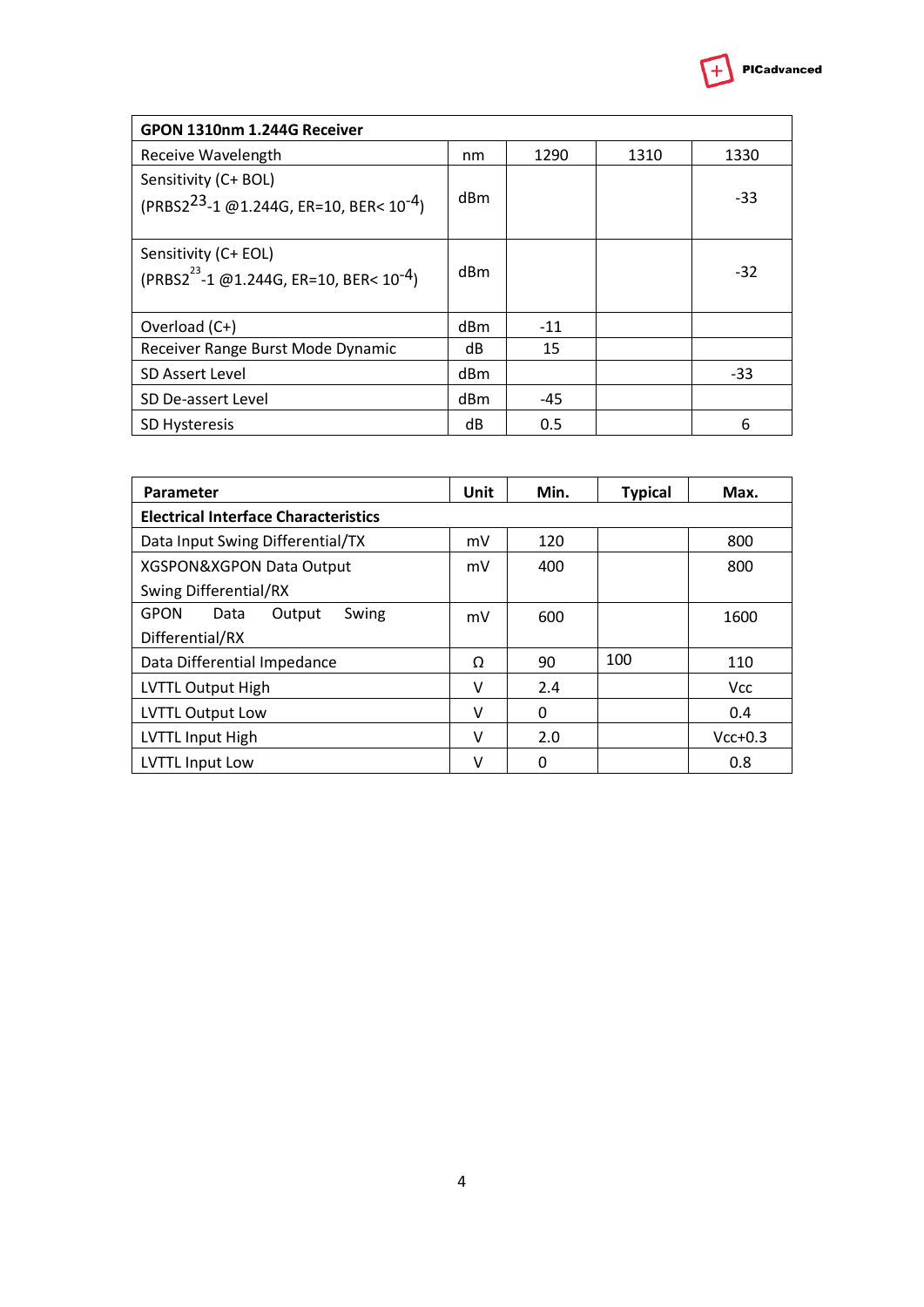| GPON 1310nm 1.244G Receiver | | | | |
|---|---|---|---|---|
| Receive Wavelength | nm | 1290 | 1310 | 1330 |
| Sensitivity (C+ BOL) (PRBS$2^{23}$-1 @1.244G, ER=10, BER< $10^{-4}$) | dBm | | | -33 |
| Sensitivity (C+ EOL) (PRBS$2^{23}$-1 @1.244G, ER=10, BER< $10^{-4}$) | dBm | | | -32 |
| Overload (C+) | dBm | -11 | | |
| Receiver Range Burst Mode Dynamic | dB | 15 | | |
| SD Assert Level | dBm | | | -33 |
| SD De-assert Level | dBm | -45 | | |
| SD Hysteresis | dB | 0.5 | | 6 |

| Parameter | Unit | Min. | Typical | Max. |
|---|---|---|---|---|
| **Electrical Interface Characteristics** | | | | |
| Data Input Swing Differential/TX | mV | 120 | | 800 |
| XGSPON&XGPON Data Output Swing Differential/RX | mV | 400 | | 800 |
| GPON Data Output Swing Differential/RX | mV | 600 | | 1600 |
| Data Differential Impedance | Ω | 90 | 100 | 110 |
| LVTTL Output High | V | 2.4 | | Vcc |
| LVTTL Output Low | V | 0 | | 0.4 |
| LVTTL Input High | V | 2.0 | | Vcc+0.3 |
| LVTTL Input Low | V | 0 | | 0.8 |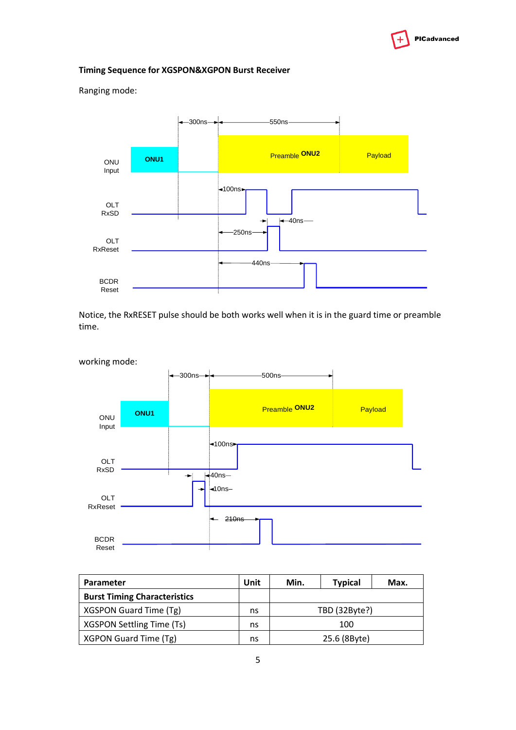**Timing Sequence for XGSPON&XGPON Burst Receiver**

Ranging mode:

300ns 550ns

ONU Input — ONU1 — Preamble ONU2 — Payload

OLT RxSD — 100ns

OLT RxReset — 250ns — 40ns

BCDR Reset — 440ns

Notice, the RxRESET pulse should be both works well when it is in the guard time or preamble time.

working mode:

300ns 500ns

ONU Input — ONU1 — Preamble ONU2 — Payload

OLT RxSD — 100ns

OLT RxReset — 40ns — 10ns

BCDR Reset — 210ns

| Parameter | Unit | Min. | Typical | Max. |
|---|---|---|---|---|
| **Burst Timing Characteristics** | | | | |
| XGSPON Guard Time (Tg) | ns | | TBD (32Byte?) | |
| XGSPON Settling Time (Ts) | ns | | 100 | |
| XGPON Guard Time (Tg) | ns | | 25.6 (8Byte) | |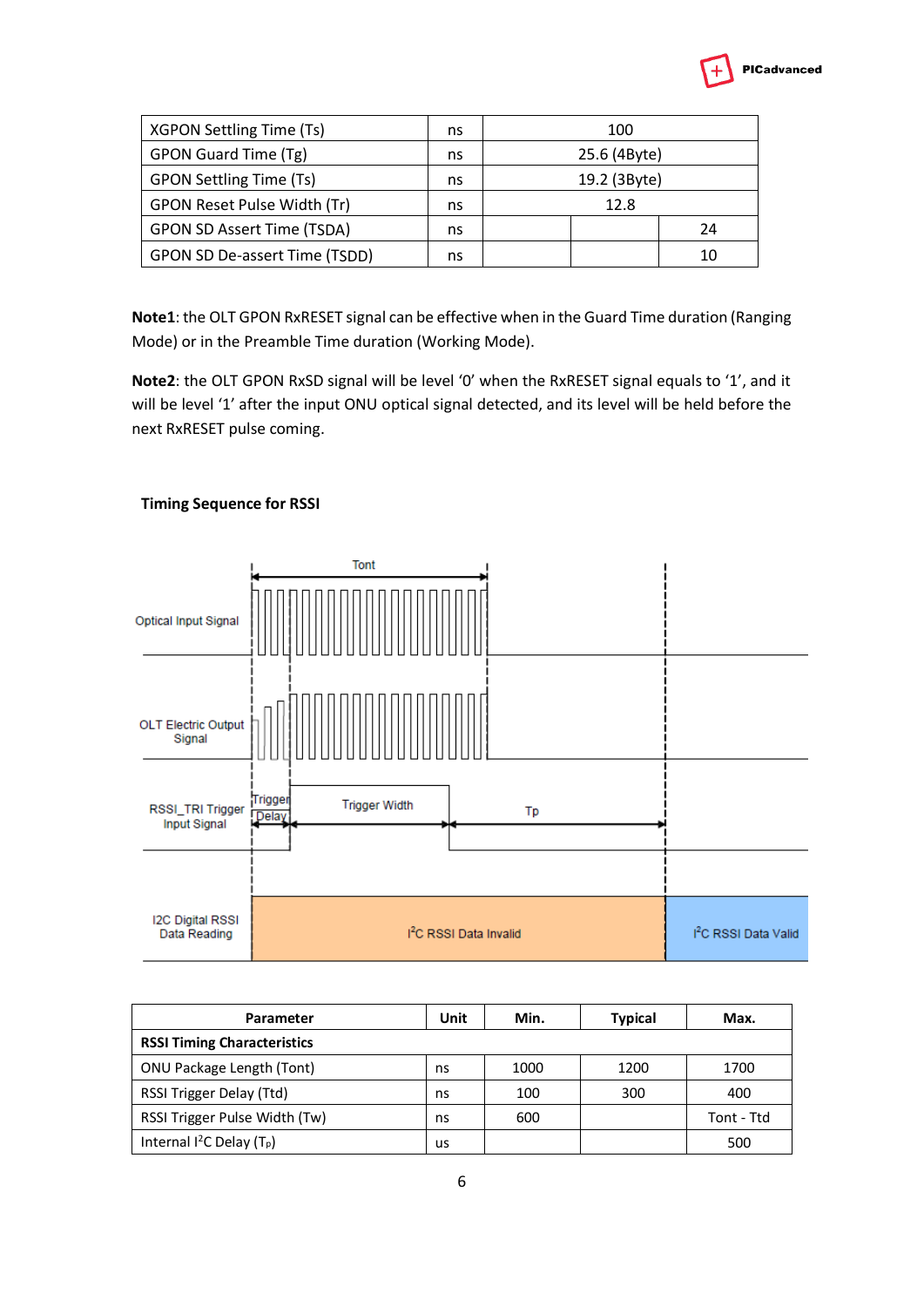| XGPON Settling Time (Ts) | ns | 100 | | |
|---|---|---|---|---|
| GPON Guard Time (Tg) | ns | 25.6 (4Byte) | | |
| GPON Settling Time (Ts) | ns | 19.2 (3Byte) | | |
| GPON Reset Pulse Width (Tr) | ns | 12.8 | | |
| GPON SD Assert Time (TSDA) | ns | | | 24 |
| GPON SD De-assert Time (TSDD) | ns | | | 10 |

**Note1**: the OLT GPON RxRESET signal can be effective when in the Guard Time duration (Ranging Mode) or in the Preamble Time duration (Working Mode).

**Note2**: the OLT GPON RxSD signal will be level '0' when the RxRESET signal equals to '1', and it will be level '1' after the input ONU optical signal detected, and its level will be held before the next RxRESET pulse coming.

**Timing Sequence for RSSI**

Tont

Optical Input Signal

OLT Electric Output Signal

RSSI_TRI Trigger Input Signal

Trigger Delay

Trigger Width

Tp

I2C Digital RSSI Data Reading

$I^2C$ RSSI Data Invalid

$I^2C$ RSSI Data Valid

| Parameter | Unit | Min. | Typical | Max. |
|---|---|---|---|---|
| **RSSI Timing Characteristics** | | | | |
| ONU Package Length (Tont) | ns | 1000 | 1200 | 1700 |
| RSSI Trigger Delay (Ttd) | ns | 100 | 300 | 400 |
| RSSI Trigger Pulse Width (Tw) | ns | 600 | | Tont - Ttd |
| Internal $I^2C$ Delay ($T_P$) | us | | | 500 |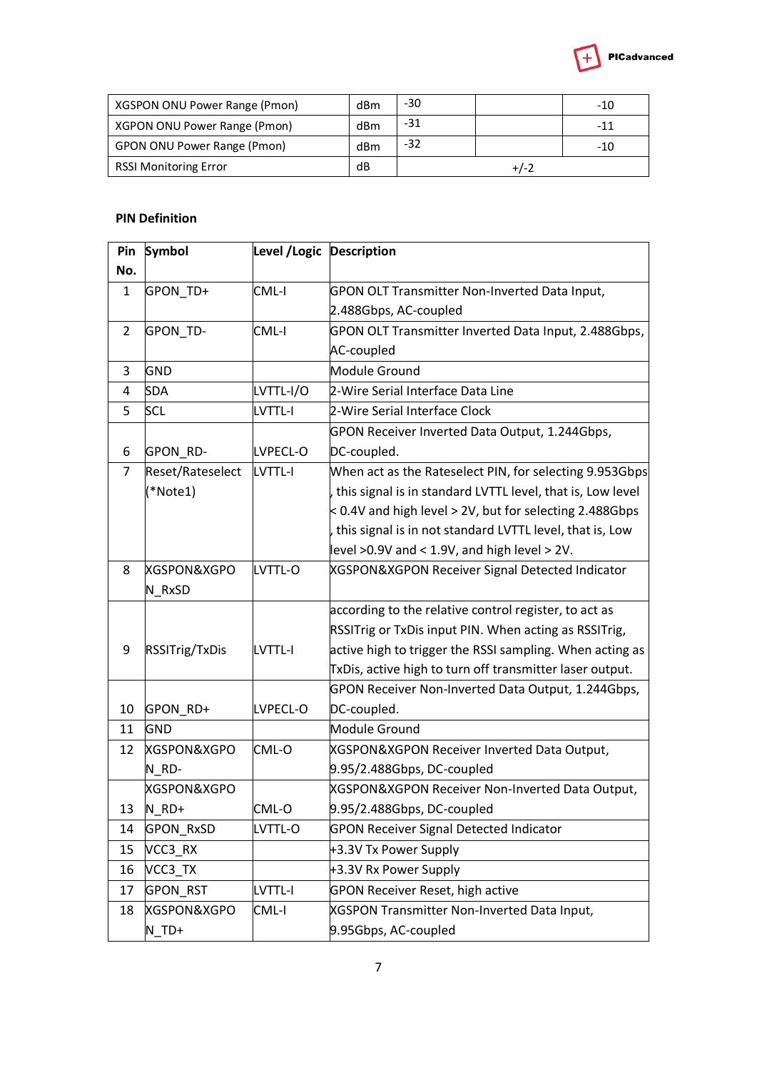| XGSPON ONU Power Range (Pmon) | dBm | -30 | | -10 |
|---|---|---|---|---|
| XGPON ONU Power Range (Pmon) | dBm | -31 | | -11 |
| GPON ONU Power Range (Pmon) | dBm | -32 | | -10 |
| RSSI Monitoring Error | dB | | +/-2 | |

**PIN Definition**

| Pin No. | Symbol | Level /Logic | Description |
|---|---|---|---|
| 1 | GPON_TD+ | CML-I | GPON OLT Transmitter Non-Inverted Data Input, 2.488Gbps, AC-coupled |
| 2 | GPON_TD- | CML-I | GPON OLT Transmitter Inverted Data Input, 2.488Gbps, AC-coupled |
| 3 | GND | | Module Ground |
| 4 | SDA | LVTTL-I/O | 2-Wire Serial Interface Data Line |
| 5 | SCL | LVTTL-I | 2-Wire Serial Interface Clock |
| 6 | GPON_RD- | LVPECL-O | GPON Receiver Inverted Data Output, 1.244Gbps, DC-coupled. |
| 7 | Reset/Rateselect (*Note1) | LVTTL-I | When act as the Rateselect PIN, for selecting 9.953Gbps , this signal is in standard LVTTL level, that is, Low level < 0.4V and high level > 2V, but for selecting 2.488Gbps , this signal is in not standard LVTTL level, that is, Low level >0.9V and < 1.9V, and high level > 2V. |
| 8 | XGSPON&XGPON_RxSD | LVTTL-O | XGSPON&XGPON Receiver Signal Detected Indicator |
| 9 | RSSITrig/TxDis | LVTTL-I | according to the relative control register, to act as RSSITrig or TxDis input PIN. When acting as RSSITrig, active high to trigger the RSSI sampling. When acting as TxDis, active high to turn off transmitter laser output. |
| 10 | GPON_RD+ | LVPECL-O | GPON Receiver Non-Inverted Data Output, 1.244Gbps, DC-coupled. |
| 11 | GND | | Module Ground |
| 12 | XGSPON&XGPON_RD- | CML-O | XGSPON&XGPON Receiver Inverted Data Output, 9.95/2.488Gbps, DC-coupled |
| 13 | XGSPON&XGPON_RD+ | CML-O | XGSPON&XGPON Receiver Non-Inverted Data Output, 9.95/2.488Gbps, DC-coupled |
| 14 | GPON_RxSD | LVTTL-O | GPON Receiver Signal Detected Indicator |
| 15 | VCC3_RX | | +3.3V Tx Power Supply |
| 16 | VCC3_TX | | +3.3V Rx Power Supply |
| 17 | GPON_RST | LVTTL-I | GPON Receiver Reset, high active |
| 18 | XGSPON&XGPON_TD+ | CML-I | XGSPON Transmitter Non-Inverted Data Input, 9.95Gbps, AC-coupled |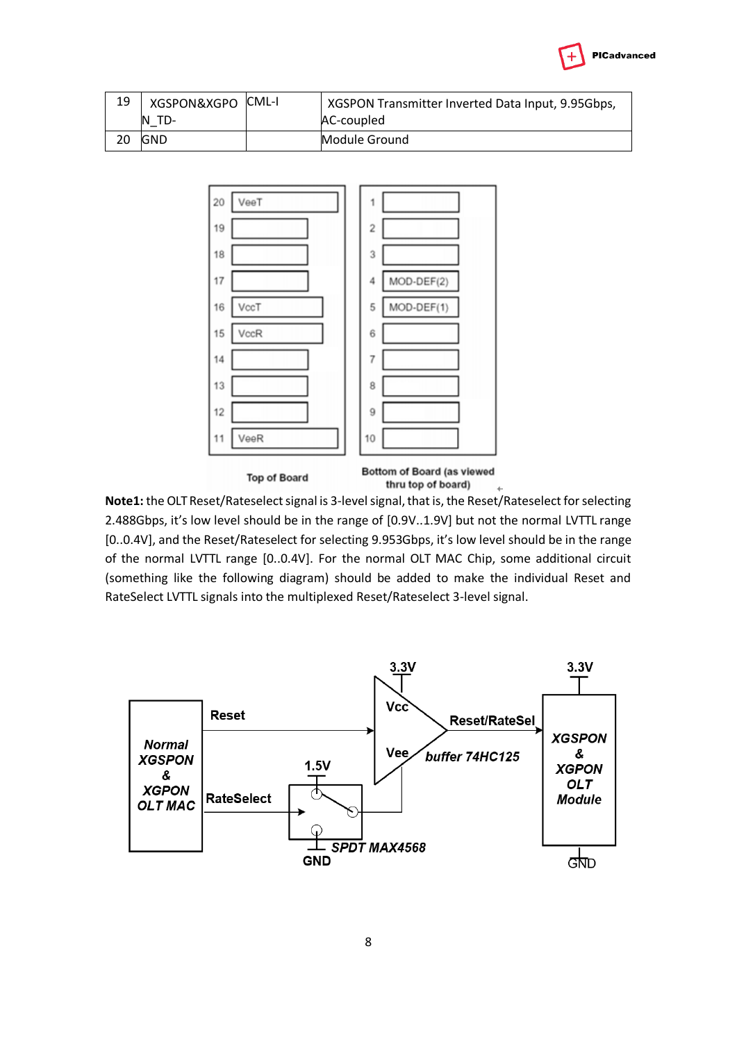| 19 | XGSPON&XGPON_TD- | CML-I | XGSPON Transmitter Inverted Data Input, 9.95Gbps, AC-coupled |
|---|---|---|---|
| 20 | GND | | Module Ground |

**Note1:** the OLT Reset/Rateselect signal is 3-level signal, that is, the Reset/Rateselect for selecting 2.488Gbps, it's low level should be in the range of [0.9V..1.9V] but not the normal LVTTL range [0..0.4V], and the Reset/Rateselect for selecting 9.953Gbps, it's low level should be in the range of the normal LVTTL range [0..0.4V]. For the normal OLT MAC Chip, some additional circuit (something like the following diagram) should be added to make the individual Reset and RateSelect LVTTL signals into the multiplexed Reset/Rateselect 3-level signal.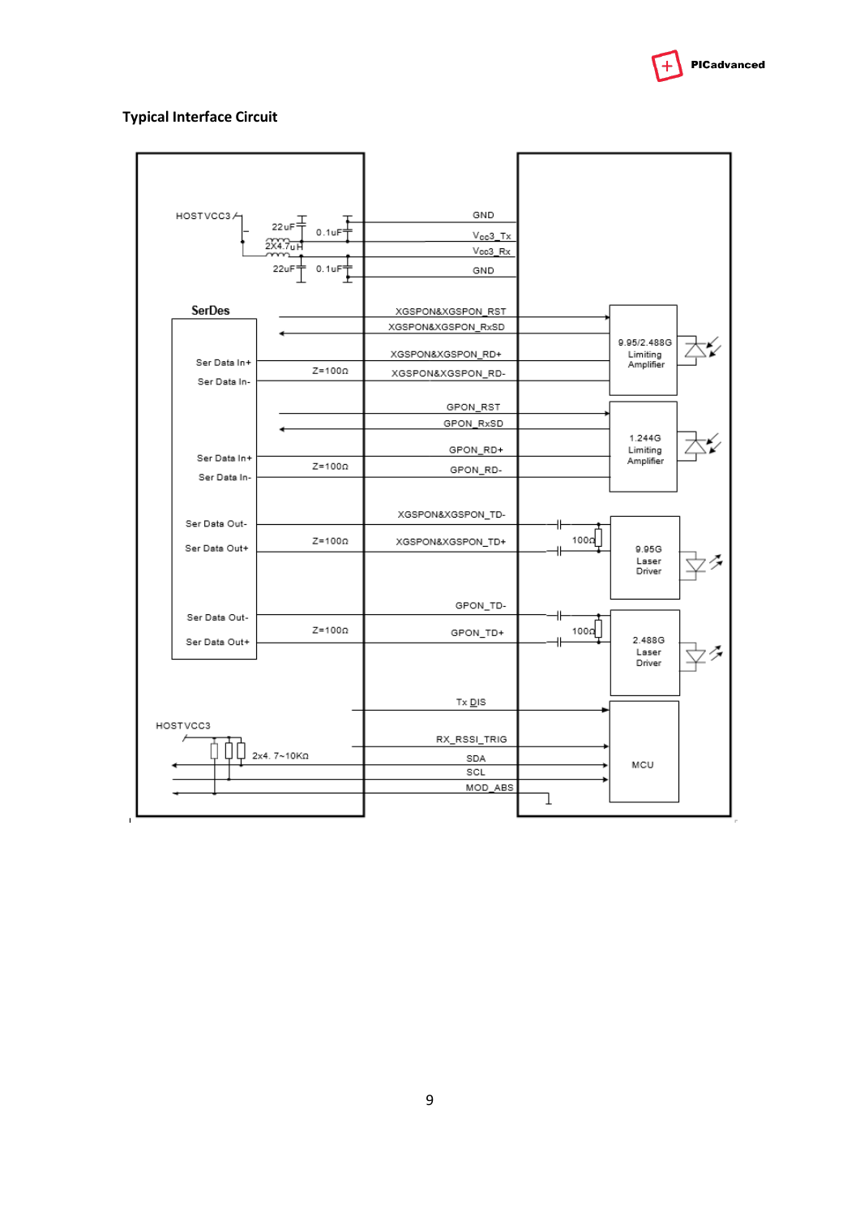### Typical Interface Circuit

HOSTVCC3

22uF

0.1uF

2X4.7uH

22uF

0.1uF

GND

Vcc3_Tx

Vcc3_Rx

GND

SerDes

XGSPON&XGSPON_RST

XGSPON&XGSPON_RxSD

Ser Data In+

Ser Data In-

Z=100Ω

XGSPON&XGSPON_RD+

XGSPON&XGSPON_RD-

9.95/2.488G Limiting Amplifier

GPON_RST

GPON_RxSD

Ser Data In+

Ser Data In-

Z=100Ω

GPON_RD+

GPON_RD-

1.244G Limiting Amplifier

Ser Data Out-

Ser Data Out+

Z=100Ω

XGSPON&XGSPON_TD-

XGSPON&XGSPON_TD+

100Ω

9.95G Laser Driver

Ser Data Out-

Ser Data Out+

Z=100Ω

GPON_TD-

GPON_TD+

100Ω

2.488G Laser Driver

Tx DIS

HOSTVCC3

2x4. 7~10KΩ

RX_RSSI_TRIG

SDA

SCL

MOD_ABS

MCU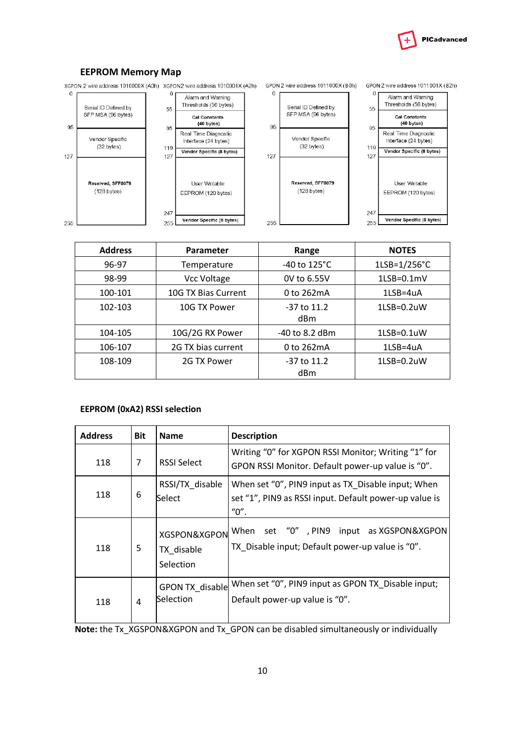## EEPROM Memory Map

XGPON 2 wire address 1010000X (A0h)

| Address | Content |
|---|---|
| 0–95 | Serial ID Defined by SFP MSA (96 bytes) |
| 95–127 | Vendor Specific (32 bytes) |
| 127–255 | Reserved, SFF8079 (128 bytes) |

XGPON2 wire address 1010001X (A2h)

| Address | Content |
|---|---|
| 0–55 | Alarm and Warning Thresholds (56 bytes) |
| 55–95 | Cal Constants (40 bytes) |
| 95–119 | Real Time Diagnostic Interface (24 bytes) |
| 119–127 | Vendor Specific (8 bytes) |
| 127–247 | User Writable EEPROM (120 bytes) |
| 247–255 | Vendor Specific (8 bytes) |

GPON 2 wire address 1011000X (B0h)

| Address | Content |
|---|---|
| 0–95 | Serial ID Defined by SFP MSA (96 bytes) |
| 95–127 | Vendor Specific (32 bytes) |
| 127–255 | Reserved, SFF8079 (128 bytes) |

GPON 2 wire address 1011001X (B2h)

| Address | Content |
|---|---|
| 0–55 | Alarm and Warning Thresholds (56 bytes) |
| 55–95 | Cal Constants (40 bytes) |
| 95–119 | Real Time Diagnostic Interface (24 bytes) |
| 119–127 | Vendor Specific (8 bytes) |
| 127–247 | User Writable EEPROM (120 bytes) |
| 247–255 | Vendor Specific (8 bytes) |

| Address | Parameter | Range | NOTES |
|---|---|---|---|
| 96-97 | Temperature | -40 to 125°C | 1LSB=1/256°C |
| 98-99 | Vcc Voltage | 0V to 6.55V | 1LSB=0.1mV |
| 100-101 | 10G TX Bias Current | 0 to 262mA | 1LSB=4uA |
| 102-103 | 10G TX Power | -37 to 11.2 dBm | 1LSB=0.2uW |
| 104-105 | 10G/2G RX Power | -40 to 8.2 dBm | 1LSB=0.1uW |
| 106-107 | 2G TX bias current | 0 to 262mA | 1LSB=4uA |
| 108-109 | 2G TX Power | -37 to 11.2 dBm | 1LSB=0.2uW |

### EEPROM (0xA2) RSSI selection

| Address | Bit | Name | Description |
|---|---|---|---|
| 118 | 7 | RSSI Select | Writing "0" for XGPON RSSI Monitor; Writing "1" for GPON RSSI Monitor. Default power-up value is "0". |
| 118 | 6 | RSSI/TX_disable Select | When set "0", PIN9 input as TX_Disable input; When set "1", PIN9 as RSSI input. Default power-up value is "0". |
| 118 | 5 | XGSPON&XGPON TX_disable Selection | When set "0" , PIN9 input as XGSPON&XGPON TX_Disable input; Default power-up value is "0". |
| 118 | 4 | GPON TX_disable Selection | When set "0", PIN9 input as GPON TX_Disable input; Default power-up value is "0". |

**Note:** the Tx_XGSPON&XGPON and Tx_GPON can be disabled simultaneously or individually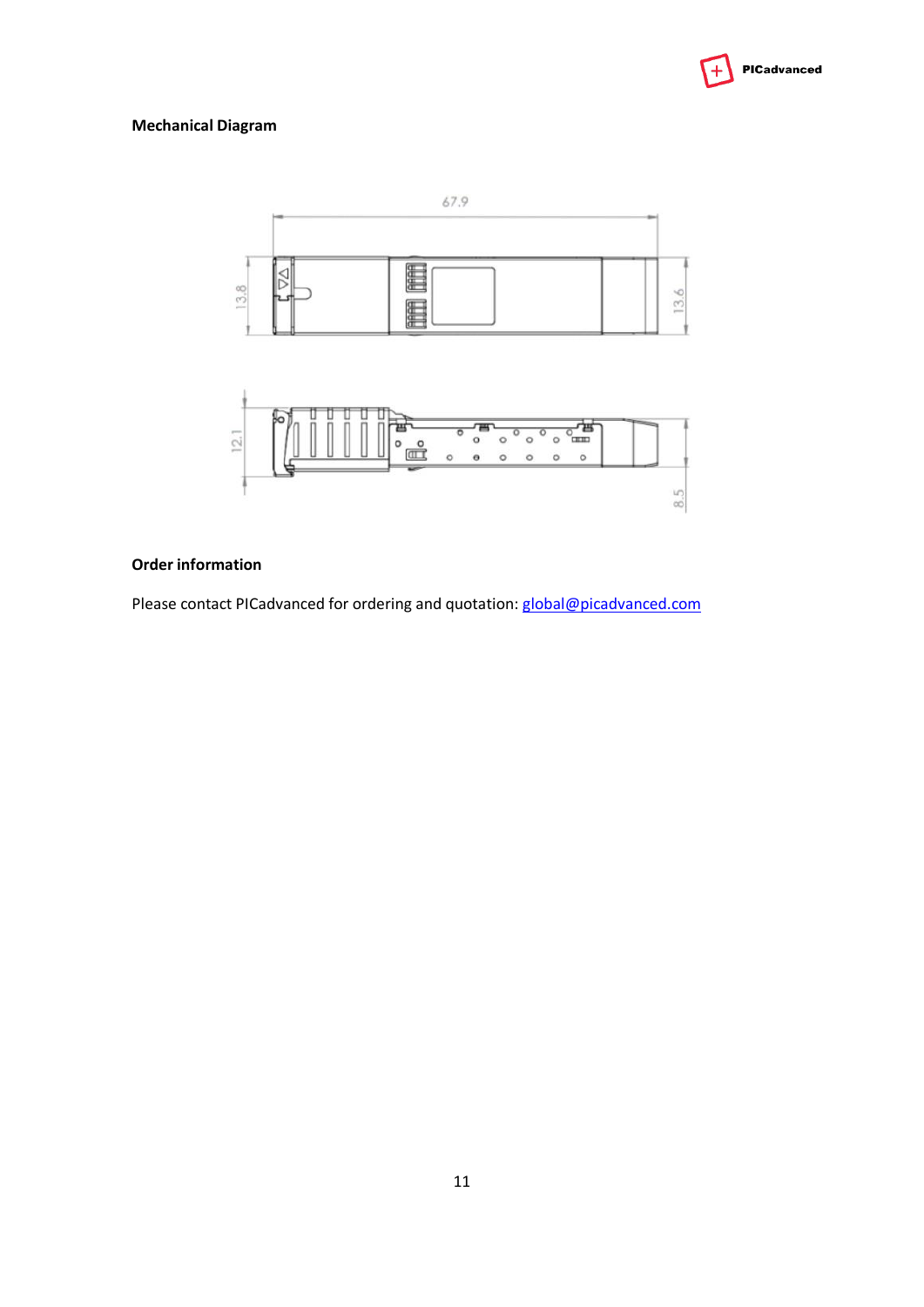## Mechanical Diagram

67.9

13.8

13.6

12.1

8.5

## Order information

Please contact PICadvanced for ordering and quotation: global@picadvanced.com